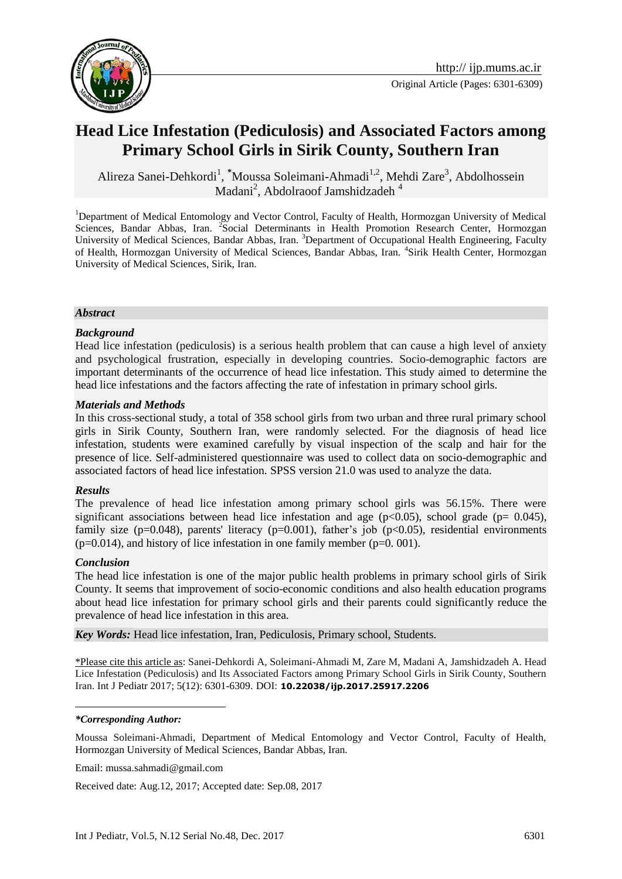Original Article (Pages: 6301-6309)

# Head Lice Infestation (Pediculosis) and Associated Factors among Primary School Girls in Sirik County, Southern Iran

Alireza Sanei-Dehkordi[1], *Moussa Soleimani-Ahmadi[1,2], Mehdi Zare[3], Abdolhossein Madani[2], Abdolraoof Jamshidzadeh [4]

[1]Department of Medical Entomology and Vector Control, Faculty of Health, Hormozgan University of Medical Sciences, Bandar Abbas, Iran. [2]Social Determinants in Health Promotion Research Center, Hormozgan University of Medical Sciences, Bandar Abbas, Iran. [3]Department of Occupational Health Engineering, Faculty of Health, Hormozgan University of Medical Sciences, Bandar Abbas, Iran. [4]Sirik Health Center, Hormozgan University of Medical Sciences, Sirik, Iran.

### *Abstract*

#### *Background*

Head lice infestation (pediculosis) is a serious health problem that can cause a high level of anxiety and psychological frustration, especially in developing countries. Socio-demographic factors are important determinants of the occurrence of head lice infestation. This study aimed to determine the head lice infestations and the factors affecting the rate of infestation in primary school girls.

#### *Materials and Methods*

In this cross-sectional study, a total of 358 school girls from two urban and three rural primary school girls in Sirik County, Southern Iran, were randomly selected. For the diagnosis of head lice infestation, students were examined carefully by visual inspection of the scalp and hair for the presence of lice. Self-administered questionnaire was used to collect data on socio-demographic and associated factors of head lice infestation. SPSS version 21.0 was used to analyze the data.

#### *Results*

The prevalence of head lice infestation among primary school girls was 56.15%. There were significant associations between head lice infestation and age ($p<0.05$), school grade ($p= 0.045$), family size ($p=0.048$), parents' literacy ($p=0.001$), father's job ($p<0.05$), residential environments ($p=0.014$), and history of lice infestation in one family member ($p=0. 001$).

#### *Conclusion*

The head lice infestation is one of the major public health problems in primary school girls of Sirik County. It seems that improvement of socio-economic conditions and also health education programs about head lice infestation for primary school girls and their parents could significantly reduce the prevalence of head lice infestation in this area.

*Key Words:* Head lice infestation, Iran, Pediculosis, Primary school, Students.

*Please cite this article as: Sanei-Dehkordi A, Soleimani-Ahmadi M, Zare M, Madani A, Jamshidzadeh A. Head Lice Infestation (Pediculosis) and Its Associated Factors among Primary School Girls in Sirik County, Southern Iran. Int J Pediatr 2017; 5(12): 6301-6309. DOI: **10.22038/ijp.2017.25917.2206**

***Corresponding Author:***

Moussa Soleimani-Ahmadi, Department of Medical Entomology and Vector Control, Faculty of Health, Hormozgan University of Medical Sciences, Bandar Abbas, Iran.

Email: mussa.sahmadi@gmail.com

Received date: Aug.12, 2017; Accepted date: Sep.08, 2017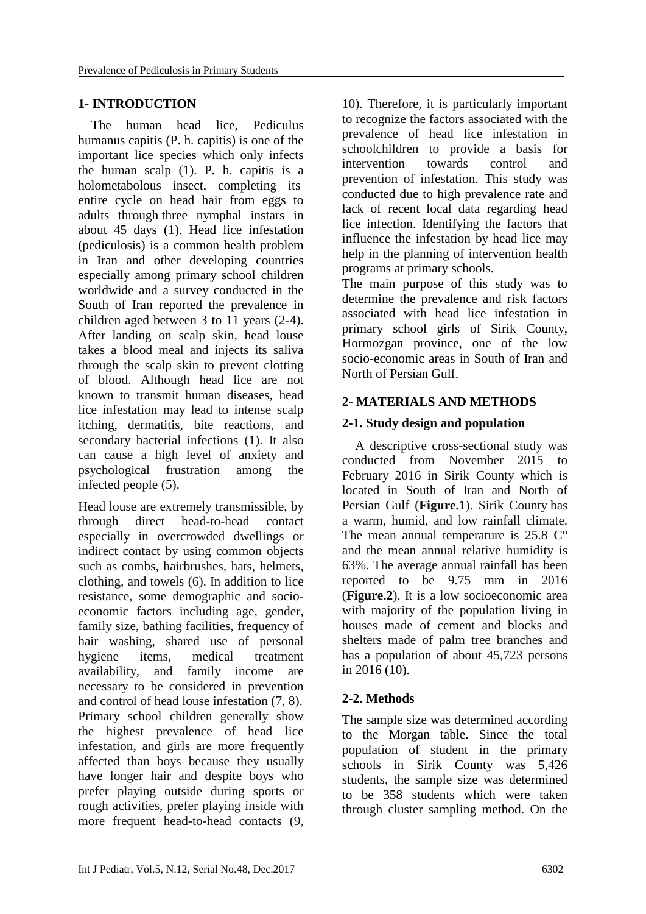## 1- INTRODUCTION

The human head lice, Pediculus humanus capitis (P. h. capitis) is one of the important lice species which only infects the human scalp (1). P. h. capitis is a holometabolous insect, completing its entire cycle on head hair from eggs to adults through three nymphal instars in about 45 days (1). Head lice infestation (pediculosis) is a common health problem in Iran and other developing countries especially among primary school children worldwide and a survey conducted in the South of Iran reported the prevalence in children aged between 3 to 11 years (2-4). After landing on scalp skin, head louse takes a blood meal and injects its saliva through the scalp skin to prevent clotting of blood. Although head lice are not known to transmit human diseases, head lice infestation may lead to intense scalp itching, dermatitis, bite reactions, and secondary bacterial infections (1). It also can cause a high level of anxiety and psychological frustration among the infected people (5).

Head louse are extremely transmissible, by through direct head-to-head contact especially in overcrowded dwellings or indirect contact by using common objects such as combs, hairbrushes, hats, helmets, clothing, and towels (6). In addition to lice resistance, some demographic and socio-economic factors including age, gender, family size, bathing facilities, frequency of hair washing, shared use of personal hygiene items, medical treatment availability, and family income are necessary to be considered in prevention and control of head louse infestation (7, 8). Primary school children generally show the highest prevalence of head lice infestation, and girls are more frequently affected than boys because they usually have longer hair and despite boys who prefer playing outside during sports or rough activities, prefer playing inside with more frequent head-to-head contacts (9, 10). Therefore, it is particularly important to recognize the factors associated with the prevalence of head lice infestation in schoolchildren to provide a basis for intervention towards control and prevention of infestation. This study was conducted due to high prevalence rate and lack of recent local data regarding head lice infection. Identifying the factors that influence the infestation by head lice may help in the planning of intervention health programs at primary schools.

The main purpose of this study was to determine the prevalence and risk factors associated with head lice infestation in primary school girls of Sirik County, Hormozgan province, one of the low socio-economic areas in South of Iran and North of Persian Gulf.

## 2- MATERIALS AND METHODS

### 2-1. Study design and population

A descriptive cross-sectional study was conducted from November 2015 to February 2016 in Sirik County which is located in South of Iran and North of Persian Gulf (**Figure.1**). Sirik County has a warm, humid, and low rainfall climate. The mean annual temperature is 25.8 C° and the mean annual relative humidity is 63%. The average annual rainfall has been reported to be 9.75 mm in 2016 (**Figure.2**). It is a low socioeconomic area with majority of the population living in houses made of cement and blocks and shelters made of palm tree branches and has a population of about 45,723 persons in 2016 (10).

### 2-2. Methods

The sample size was determined according to the Morgan table. Since the total population of student in the primary schools in Sirik County was 5,426 students, the sample size was determined to be 358 students which were taken through cluster sampling method. On the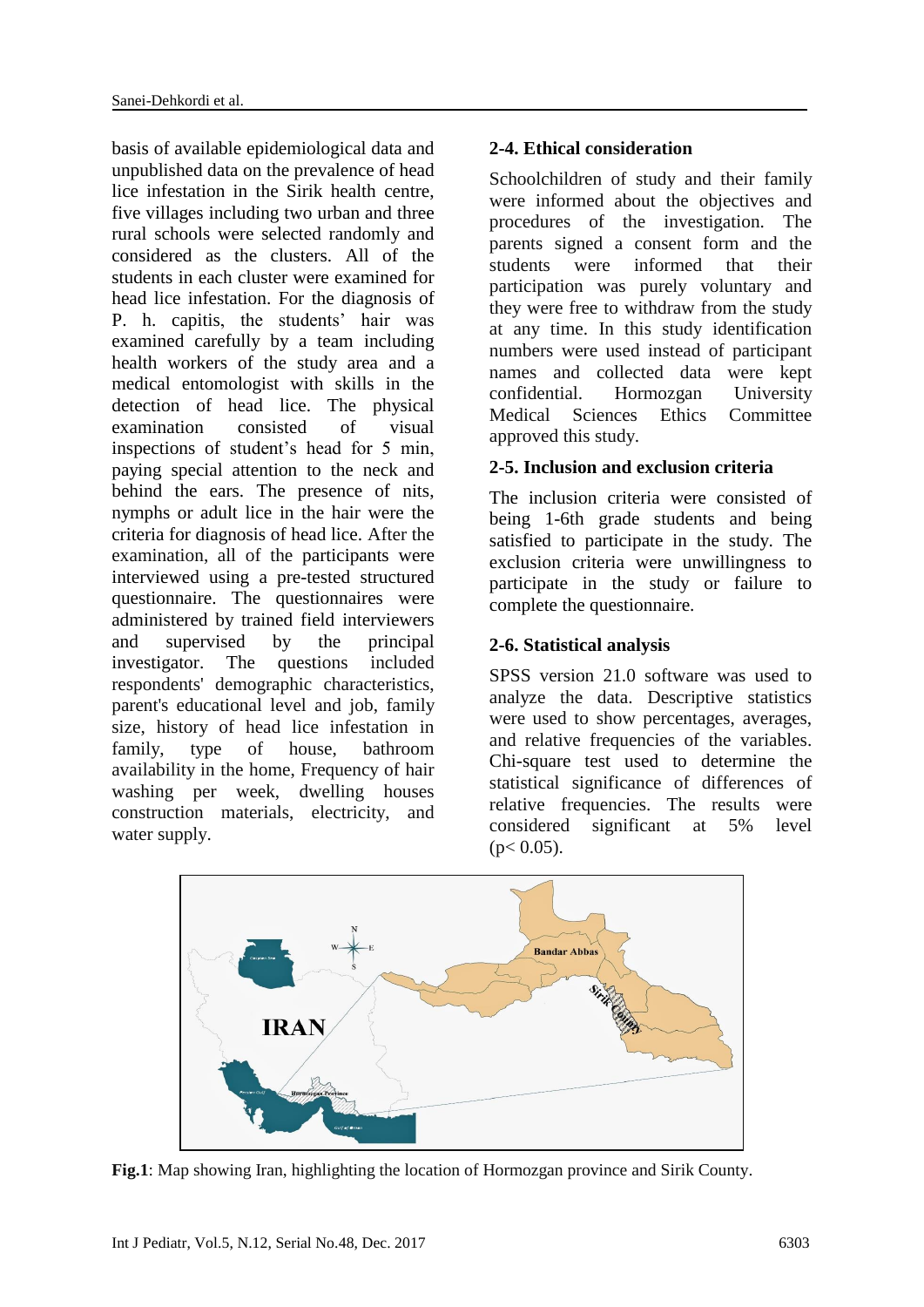basis of available epidemiological data and unpublished data on the prevalence of head lice infestation in the Sirik health centre, five villages including two urban and three rural schools were selected randomly and considered as the clusters. All of the students in each cluster were examined for head lice infestation. For the diagnosis of P. h. capitis, the students' hair was examined carefully by a team including health workers of the study area and a medical entomologist with skills in the detection of head lice. The physical examination consisted of visual inspections of student's head for 5 min, paying special attention to the neck and behind the ears. The presence of nits, nymphs or adult lice in the hair were the criteria for diagnosis of head lice. After the examination, all of the participants were interviewed using a pre-tested structured questionnaire. The questionnaires were administered by trained field interviewers and supervised by the principal investigator. The questions included respondents' demographic characteristics, parent's educational level and job, family size, history of head lice infestation in family, type of house, bathroom availability in the home, Frequency of hair washing per week, dwelling houses construction materials, electricity, and water supply.

### 2-4. Ethical consideration

Schoolchildren of study and their family were informed about the objectives and procedures of the investigation. The parents signed a consent form and the students were informed that their participation was purely voluntary and they were free to withdraw from the study at any time. In this study identification numbers were used instead of participant names and collected data were kept confidential. Hormozgan University Medical Sciences Ethics Committee approved this study.

### 2-5. Inclusion and exclusion criteria

The inclusion criteria were consisted of being 1-6th grade students and being satisfied to participate in the study. The exclusion criteria were unwillingness to participate in the study or failure to complete the questionnaire.

### 2-6. Statistical analysis

SPSS version 21.0 software was used to analyze the data. Descriptive statistics were used to show percentages, averages, and relative frequencies of the variables. Chi-square test used to determine the statistical significance of differences of relative frequencies. The results were considered significant at 5% level ($p < 0.05$).

**Fig.1**: Map showing Iran, highlighting the location of Hormozgan province and Sirik County.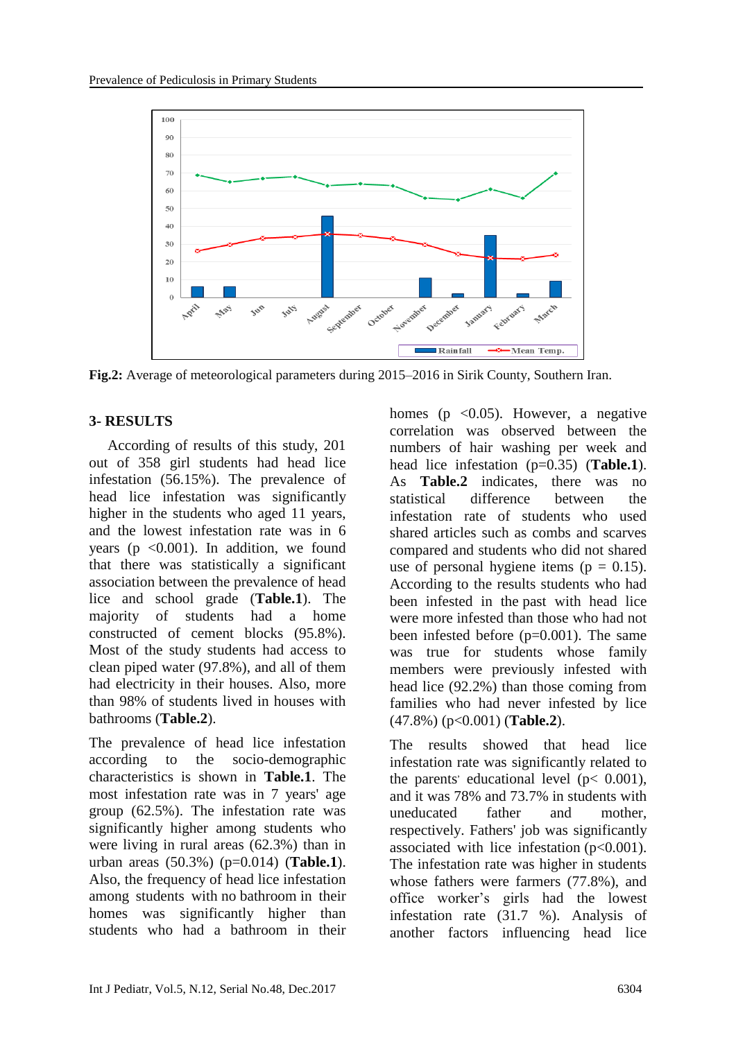Fig.2: Average of meteorological parameters during 2015–2016 in Sirik County, Southern Iran.

## 3- RESULTS

According of results of this study, 201 out of 358 girl students had head lice infestation (56.15%). The prevalence of head lice infestation was significantly higher in the students who aged 11 years, and the lowest infestation rate was in 6 years ($p < 0.001$). In addition, we found that there was statistically a significant association between the prevalence of head lice and school grade (**Table.1**). The majority of students had a home constructed of cement blocks (95.8%). Most of the study students had access to clean piped water (97.8%), and all of them had electricity in their houses. Also, more than 98% of students lived in houses with bathrooms (**Table.2**).

The prevalence of head lice infestation according to the socio-demographic characteristics is shown in **Table.1**. The most infestation rate was in 7 years' age group (62.5%). The infestation rate was significantly higher among students who were living in rural areas (62.3%) than in urban areas (50.3%) ($p=0.014$) (**Table.1**). Also, the frequency of head lice infestation among students with no bathroom in their homes was significantly higher than students who had a bathroom in their homes ($p < 0.05$). However, a negative correlation was observed between the numbers of hair washing per week and head lice infestation ($p=0.35$) (**Table.1**). As **Table.2** indicates, there was no statistical difference between the infestation rate of students who used shared articles such as combs and scarves compared and students who did not shared use of personal hygiene items ($p = 0.15$). According to the results students who had been infested in the past with head lice were more infested than those who had not been infested before ($p=0.001$). The same was true for students whose family members were previously infested with head lice (92.2%) than those coming from families who had never infested by lice (47.8%) ($p<0.001$) (**Table.2**).

The results showed that head lice infestation rate was significantly related to the parents' educational level ($p < 0.001$), and it was 78% and 73.7% in students with uneducated father and mother, respectively. Fathers' job was significantly associated with lice infestation ($p<0.001$). The infestation rate was higher in students whose fathers were farmers (77.8%), and office worker's girls had the lowest infestation rate (31.7 %). Analysis of another factors influencing head lice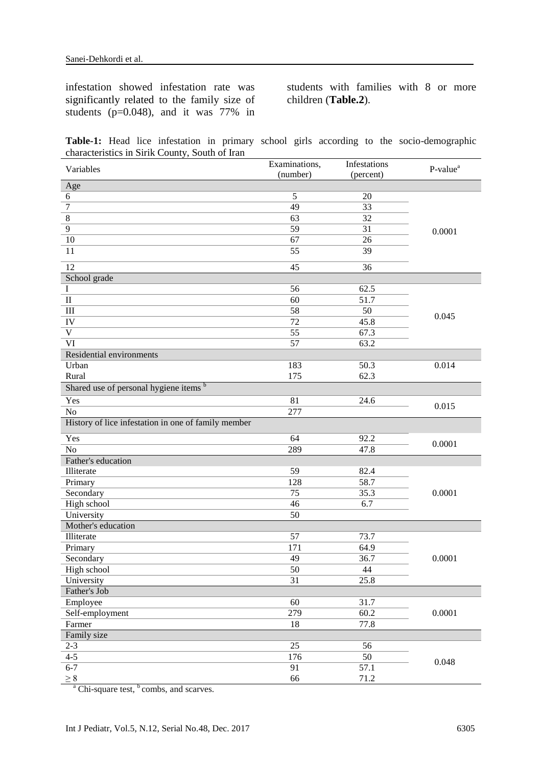infestation showed infestation rate was significantly related to the family size of students (p=0.048), and it was 77% in students with families with 8 or more children (**Table.2**).

**Table-1:** Head lice infestation in primary school girls according to the socio-demographic characteristics in Sirik County, South of Iran

| Variables | Examinations, (number) | Infestations (percent) | P-value[a] |
|---|---|---|---|
| Age | | | |
| 6 | 5 | 20 | 0.0001 |
| 7 | 49 | 33 | |
| 8 | 63 | 32 | |
| 9 | 59 | 31 | |
| 10 | 67 | 26 | |
| 11 | 55 | 39 | |
| 12 | 45 | 36 | |
| School grade | | | |
| I | 56 | 62.5 | 0.045 |
| II | 60 | 51.7 | |
| III | 58 | 50 | |
| IV | 72 | 45.8 | |
| V | 55 | 67.3 | |
| VI | 57 | 63.2 | |
| Residential environments | | | |
| Urban | 183 | 50.3 | 0.014 |
| Rural | 175 | 62.3 | |
| Shared use of personal hygiene items [b] | | | |
| Yes | 81 | 24.6 | 0.015 |
| No | 277 | | |
| History of lice infestation in one of family member | | | |
| Yes | 64 | 92.2 | 0.0001 |
| No | 289 | 47.8 | |
| Father's education | | | |
| Illiterate | 59 | 82.4 | 0.0001 |
| Primary | 128 | 58.7 | |
| Secondary | 75 | 35.3 | |
| High school | 46 | 6.7 | |
| University | 50 | | |
| Mother's education | | | |
| Illiterate | 57 | 73.7 | 0.0001 |
| Primary | 171 | 64.9 | |
| Secondary | 49 | 36.7 | |
| High school | 50 | 44 | |
| University | 31 | 25.8 | |
| Father's Job | | | |
| Employee | 60 | 31.7 | 0.0001 |
| Self-employment | 279 | 60.2 | |
| Farmer | 18 | 77.8 | |
| Family size | | | |
| 2-3 | 25 | 56 | 0.048 |
| 4-5 | 176 | 50 | |
| 6-7 | 91 | 57.1 | |
| ≥ 8 | 66 | 71.2 | |

[a] Chi-square test, [b] combs, and scarves.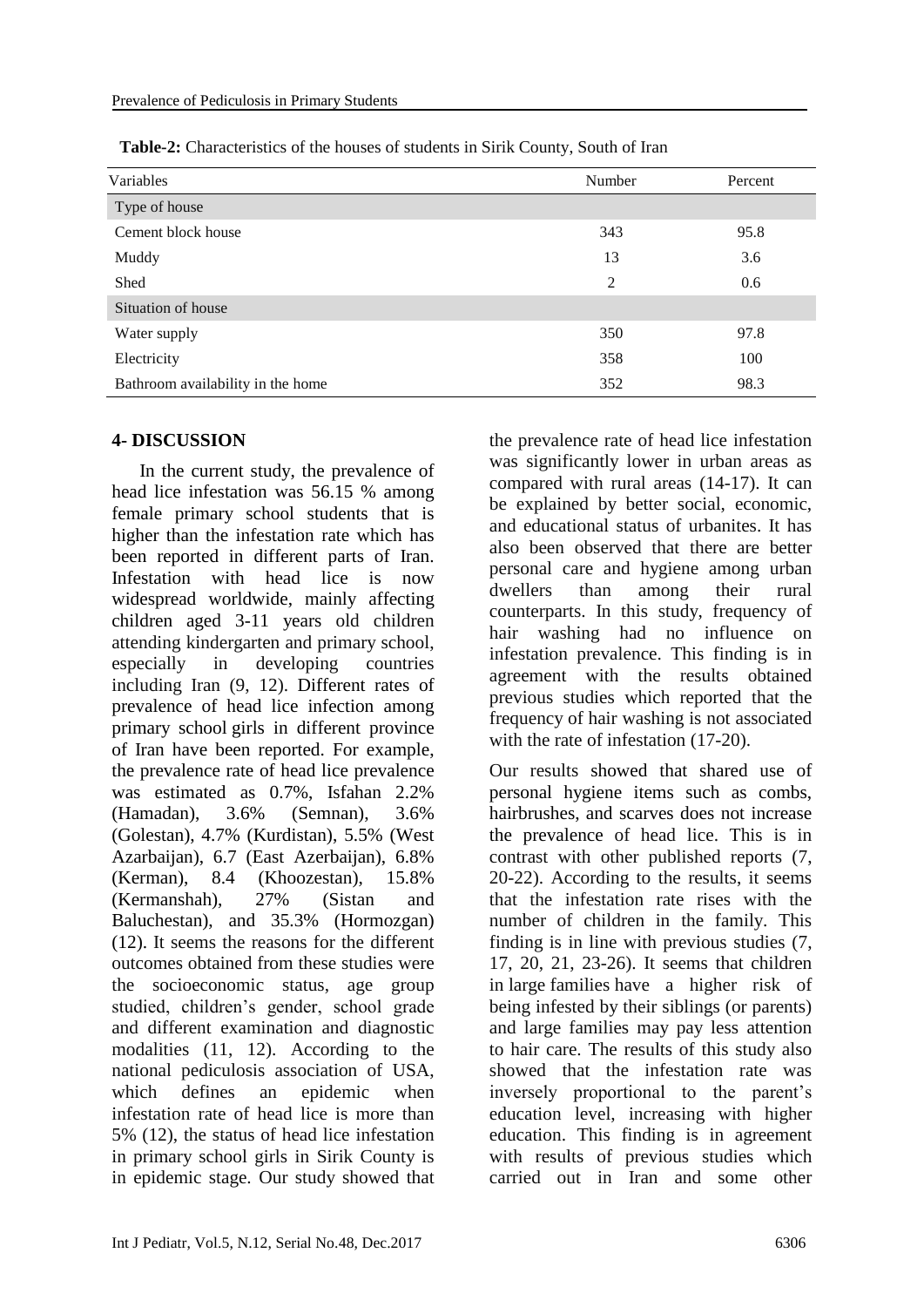**Table-2:** Characteristics of the houses of students in Sirik County, South of Iran

| Variables | Number | Percent |
|---|---|---|
| Type of house | | |
| Cement block house | 343 | 95.8 |
| Muddy | 13 | 3.6 |
| Shed | 2 | 0.6 |
| Situation of house | | |
| Water supply | 350 | 97.8 |
| Electricity | 358 | 100 |
| Bathroom availability in the home | 352 | 98.3 |

## 4- DISCUSSION

In the current study, the prevalence of head lice infestation was 56.15 % among female primary school students that is higher than the infestation rate which has been reported in different parts of Iran. Infestation with head lice is now widespread worldwide, mainly affecting children aged 3-11 years old children attending kindergarten and primary school, especially in developing countries including Iran (9, 12). Different rates of prevalence of head lice infection among primary school girls in different province of Iran have been reported. For example, the prevalence rate of head lice prevalence was estimated as 0.7%, Isfahan 2.2% (Hamadan), 3.6% (Semnan), 3.6% (Golestan), 4.7% (Kurdistan), 5.5% (West Azarbaijan), 6.7 (East Azerbaijan), 6.8% (Kerman), 8.4 (Khoozestan), 15.8% (Kermanshah), 27% (Sistan and Baluchestan), and 35.3% (Hormozgan) (12). It seems the reasons for the different outcomes obtained from these studies were the socioeconomic status, age group studied, children's gender, school grade and different examination and diagnostic modalities (11, 12). According to the national pediculosis association of USA, which defines an epidemic when infestation rate of head lice is more than 5% (12), the status of head lice infestation in primary school girls in Sirik County is in epidemic stage. Our study showed that the prevalence rate of head lice infestation was significantly lower in urban areas as compared with rural areas (14-17). It can be explained by better social, economic, and educational status of urbanites. It has also been observed that there are better personal care and hygiene among urban dwellers than among their rural counterparts. In this study, frequency of hair washing had no influence on infestation prevalence. This finding is in agreement with the results obtained previous studies which reported that the frequency of hair washing is not associated with the rate of infestation (17-20).

Our results showed that shared use of personal hygiene items such as combs, hairbrushes, and scarves does not increase the prevalence of head lice. This is in contrast with other published reports (7, 20-22). According to the results, it seems that the infestation rate rises with the number of children in the family. This finding is in line with previous studies (7, 17, 20, 21, 23-26). It seems that children in large families have a higher risk of being infested by their siblings (or parents) and large families may pay less attention to hair care. The results of this study also showed that the infestation rate was inversely proportional to the parent's education level, increasing with higher education. This finding is in agreement with results of previous studies which carried out in Iran and some other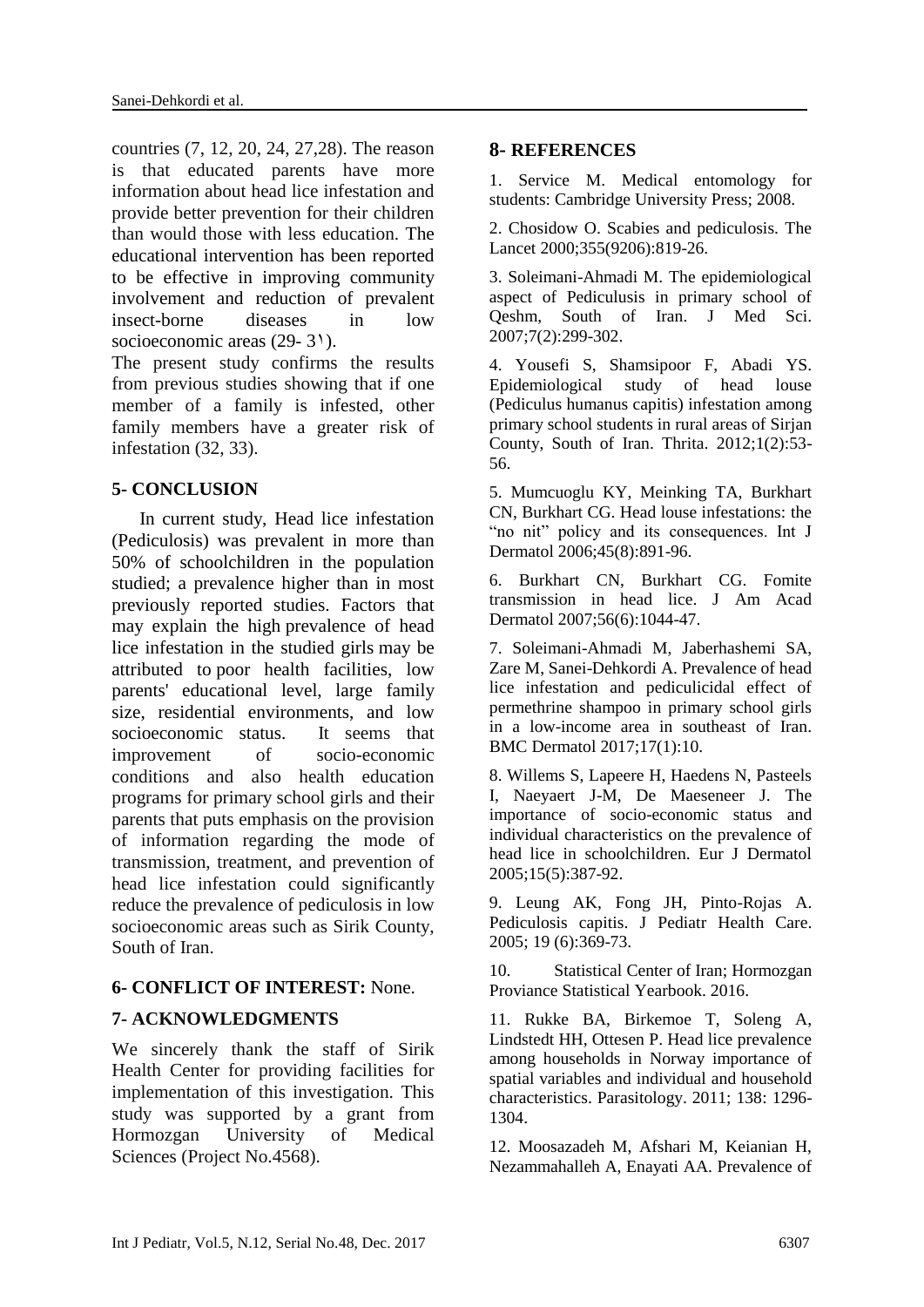countries (7, 12, 20, 24, 27,28). The reason is that educated parents have more information about head lice infestation and provide better prevention for their children than would those with less education. The educational intervention has been reported to be effective in improving community involvement and reduction of prevalent insect-borne diseases in low socioeconomic areas (29- 3۱).

The present study confirms the results from previous studies showing that if one member of a family is infested, other family members have a greater risk of infestation (32, 33).

## 5- CONCLUSION

In current study, Head lice infestation (Pediculosis) was prevalent in more than 50% of schoolchildren in the population studied; a prevalence higher than in most previously reported studies. Factors that may explain the high prevalence of head lice infestation in the studied girls may be attributed to poor health facilities, low parents' educational level, large family size, residential environments, and low socioeconomic status. It seems that improvement of socio-economic conditions and also health education programs for primary school girls and their parents that puts emphasis on the provision of information regarding the mode of transmission, treatment, and prevention of head lice infestation could significantly reduce the prevalence of pediculosis in low socioeconomic areas such as Sirik County, South of Iran.

## 6- CONFLICT OF INTEREST: None.

## 7- ACKNOWLEDGMENTS

We sincerely thank the staff of Sirik Health Center for providing facilities for implementation of this investigation. This study was supported by a grant from Hormozgan University of Medical Sciences (Project No.4568).

## 8- REFERENCES

1. Service M. Medical entomology for students: Cambridge University Press; 2008.

2. Chosidow O. Scabies and pediculosis. The Lancet 2000;355(9206):819-26.

3. Soleimani-Ahmadi M. The epidemiological aspect of Pediculusis in primary school of Qeshm, South of Iran. J Med Sci. 2007;7(2):299-302.

4. Yousefi S, Shamsipoor F, Abadi YS. Epidemiological study of head louse (Pediculus humanus capitis) infestation among primary school students in rural areas of Sirjan County, South of Iran. Thrita. 2012;1(2):53-56.

5. Mumcuoglu KY, Meinking TA, Burkhart CN, Burkhart CG. Head louse infestations: the "no nit" policy and its consequences. Int J Dermatol 2006;45(8):891-96.

6. Burkhart CN, Burkhart CG. Fomite transmission in head lice. J Am Acad Dermatol 2007;56(6):1044-47.

7. Soleimani-Ahmadi M, Jaberhashemi SA, Zare M, Sanei-Dehkordi A. Prevalence of head lice infestation and pediculicidal effect of permethrine shampoo in primary school girls in a low-income area in southeast of Iran. BMC Dermatol 2017;17(1):10.

8. Willems S, Lapeere H, Haedens N, Pasteels I, Naeyaert J-M, De Maeseneer J. The importance of socio-economic status and individual characteristics on the prevalence of head lice in schoolchildren. Eur J Dermatol 2005;15(5):387-92.

9. Leung AK, Fong JH, Pinto-Rojas A. Pediculosis capitis. J Pediatr Health Care. 2005; 19 (6):369-73.

10. Statistical Center of Iran; Hormozgan Proviance Statistical Yearbook. 2016.

11. Rukke BA, Birkemoe T, Soleng A, Lindstedt HH, Ottesen P. Head lice prevalence among households in Norway importance of spatial variables and individual and household characteristics. Parasitology. 2011; 138: 1296-1304.

12. Moosazadeh M, Afshari M, Keianian H, Nezammahalleh A, Enayati AA. Prevalence of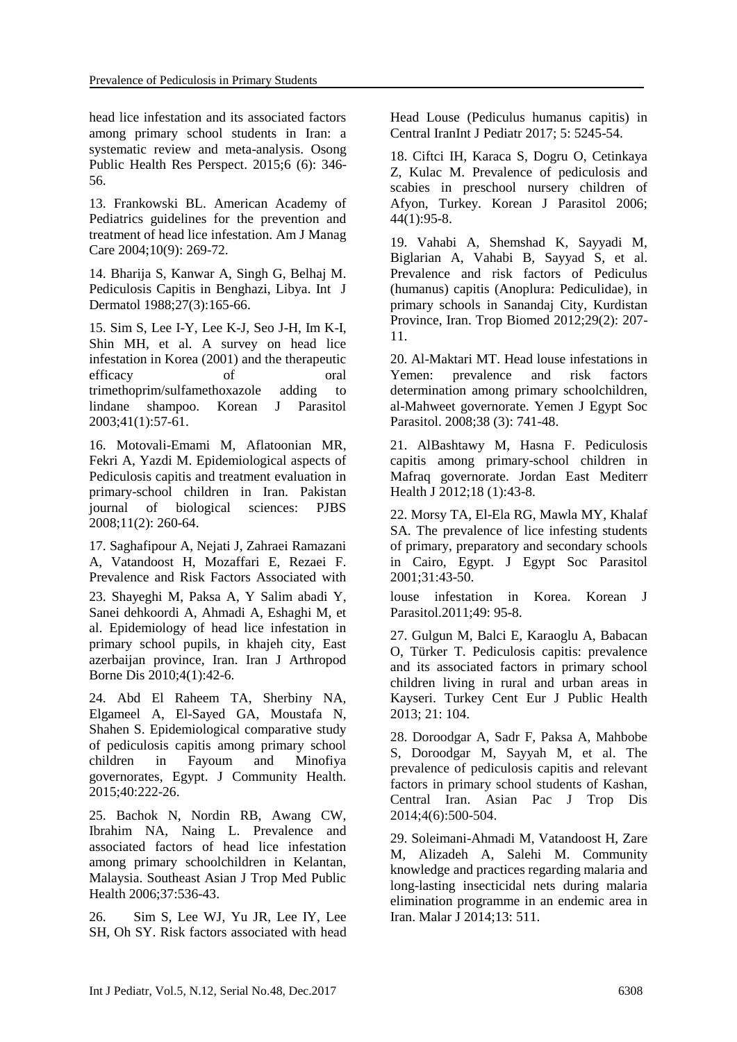head lice infestation and its associated factors among primary school students in Iran: a systematic review and meta-analysis. Osong Public Health Res Perspect. 2015;6 (6): 346-56.

13. Frankowski BL. American Academy of Pediatrics guidelines for the prevention and treatment of head lice infestation. Am J Manag Care 2004;10(9): 269-72.

14. Bharija S, Kanwar A, Singh G, Belhaj M. Pediculosis Capitis in Benghazi, Libya. Int J Dermatol 1988;27(3):165-66.

15. Sim S, Lee I-Y, Lee K-J, Seo J-H, Im K-I, Shin MH, et al. A survey on head lice infestation in Korea (2001) and the therapeutic efficacy of oral trimethoprim/sulfamethoxazole adding to lindane shampoo. Korean J Parasitol 2003;41(1):57-61.

16. Motovali-Emami M, Aflatoonian MR, Fekri A, Yazdi M. Epidemiological aspects of Pediculosis capitis and treatment evaluation in primary-school children in Iran. Pakistan journal of biological sciences: PJBS 2008;11(2): 260-64.

17. Saghafipour A, Nejati J, Zahraei Ramazani A, Vatandoost H, Mozaffari E, Rezaei F. Prevalence and Risk Factors Associated with Head Louse (Pediculus humanus capitis) in Central IranInt J Pediatr 2017; 5: 5245-54.

18. Ciftci IH, Karaca S, Dogru O, Cetinkaya Z, Kulac M. Prevalence of pediculosis and scabies in preschool nursery children of Afyon, Turkey. Korean J Parasitol 2006; 44(1):95-8.

19. Vahabi A, Shemshad K, Sayyadi M, Biglarian A, Vahabi B, Sayyad S, et al. Prevalence and risk factors of Pediculus (humanus) capitis (Anoplura: Pediculidae), in primary schools in Sanandaj City, Kurdistan Province, Iran. Trop Biomed 2012;29(2): 207-11.

20. Al-Maktari MT. Head louse infestations in Yemen: prevalence and risk factors determination among primary schoolchildren, al-Mahweet governorate. Yemen J Egypt Soc Parasitol. 2008;38 (3): 741-48.

21. AlBashtawy M, Hasna F. Pediculosis capitis among primary-school children in Mafraq governorate. Jordan East Mediterr Health J 2012;18 (1):43-8.

22. Morsy TA, El-Ela RG, Mawla MY, Khalaf SA. The prevalence of lice infesting students of primary, preparatory and secondary schools in Cairo, Egypt. J Egypt Soc Parasitol 2001;31:43-50.

23. Shayeghi M, Paksa A, Y Salim abadi Y, Sanei dehkoordi A, Ahmadi A, Eshaghi M, et al. Epidemiology of head lice infestation in primary school pupils, in khajeh city, East azerbaijan province, Iran. Iran J Arthropod Borne Dis 2010;4(1):42-6.

24. Abd El Raheem TA, Sherbiny NA, Elgameel A, El-Sayed GA, Moustafa N, Shahen S. Epidemiological comparative study of pediculosis capitis among primary school children in Fayoum and Minofiya governorates, Egypt. J Community Health. 2015;40:222-26.

25. Bachok N, Nordin RB, Awang CW, Ibrahim NA, Naing L. Prevalence and associated factors of head lice infestation among primary schoolchildren in Kelantan, Malaysia. Southeast Asian J Trop Med Public Health 2006;37:536-43.

26. Sim S, Lee WJ, Yu JR, Lee IY, Lee SH, Oh SY. Risk factors associated with head louse infestation in Korea. Korean J Parasitol.2011;49: 95-8.

27. Gulgun M, Balci E, Karaoglu A, Babacan O, Türker T. Pediculosis capitis: prevalence and its associated factors in primary school children living in rural and urban areas in Kayseri. Turkey Cent Eur J Public Health 2013; 21: 104.

28. Doroodgar A, Sadr F, Paksa A, Mahbobe S, Doroodgar M, Sayyah M, et al. The prevalence of pediculosis capitis and relevant factors in primary school students of Kashan, Central Iran. Asian Pac J Trop Dis 2014;4(6):500-504.

29. Soleimani-Ahmadi M, Vatandoost H, Zare M, Alizadeh A, Salehi M. Community knowledge and practices regarding malaria and long-lasting insecticidal nets during malaria elimination programme in an endemic area in Iran. Malar J 2014;13: 511.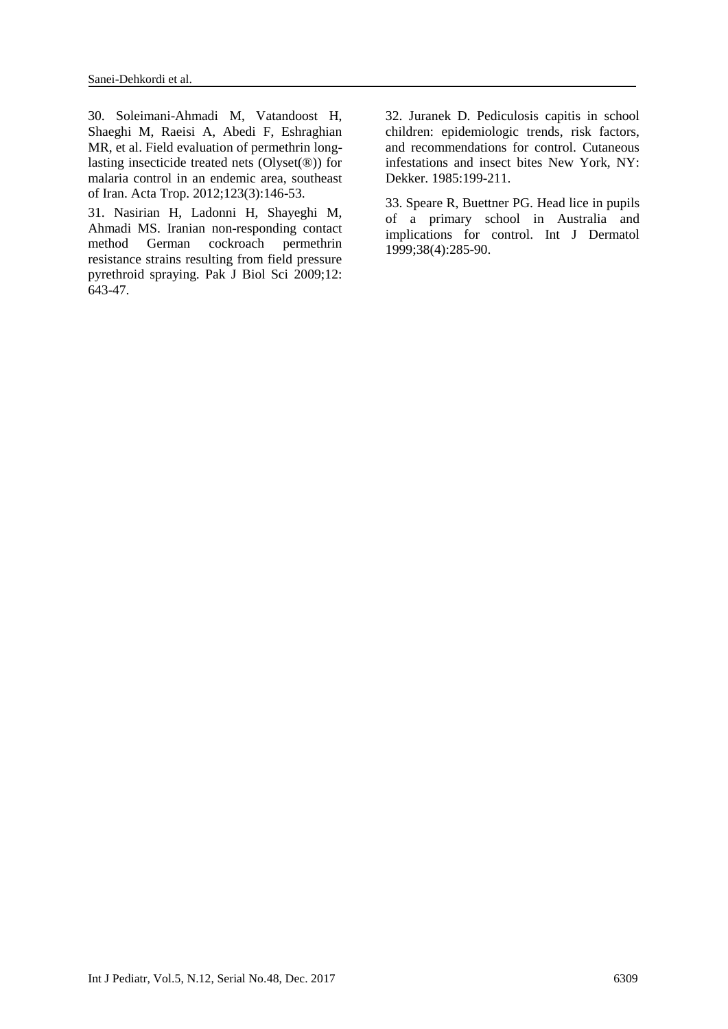30. Soleimani-Ahmadi M, Vatandoost H, Shaeghi M, Raeisi A, Abedi F, Eshraghian MR, et al. Field evaluation of permethrin long-lasting insecticide treated nets (Olyset(®)) for malaria control in an endemic area, southeast of Iran. Acta Trop. 2012;123(3):146-53.

31. Nasirian H, Ladonni H, Shayeghi M, Ahmadi MS. Iranian non-responding contact method German cockroach permethrin resistance strains resulting from field pressure pyrethroid spraying. Pak J Biol Sci 2009;12: 643-47.

32. Juranek D. Pediculosis capitis in school children: epidemiologic trends, risk factors, and recommendations for control. Cutaneous infestations and insect bites New York, NY: Dekker. 1985:199-211.

33. Speare R, Buettner PG. Head lice in pupils of a primary school in Australia and implications for control. Int J Dermatol 1999;38(4):285-90.